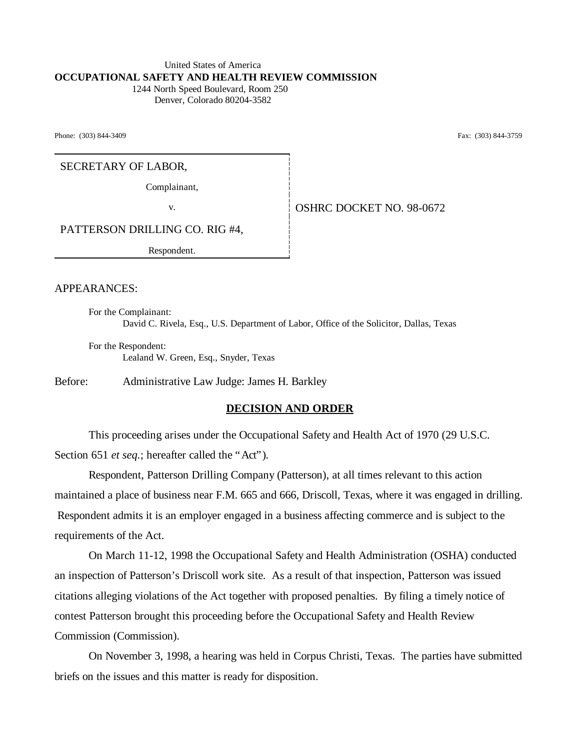United States of America
**OCCUPATIONAL SAFETY AND HEALTH REVIEW COMMISSION**
1244 North Speed Boulevard, Room 250
Denver, Colorado 80204-3582

Phone: (303) 844-3409 Fax: (303) 844-3759

| | |
|---|---|
| SECRETARY OF LABOR,<br><br>Complainant,<br><br>v.<br><br>PATTERSON DRILLING CO. RIG #4,<br><br>Respondent. | OSHRC DOCKET NO. 98-0672 |

APPEARANCES:

For the Complainant:
David C. Rivela, Esq., U.S. Department of Labor, Office of the Solicitor, Dallas, Texas

For the Respondent:
Lealand W. Green, Esq., Snyder, Texas

Before: Administrative Law Judge: James H. Barkley

## DECISION AND ORDER

This proceeding arises under the Occupational Safety and Health Act of 1970 (29 U.S.C. Section 651 *et seq.*; hereafter called the "Act").

Respondent, Patterson Drilling Company (Patterson), at all times relevant to this action maintained a place of business near F.M. 665 and 666, Driscoll, Texas, where it was engaged in drilling. Respondent admits it is an employer engaged in a business affecting commerce and is subject to the requirements of the Act.

On March 11-12, 1998 the Occupational Safety and Health Administration (OSHA) conducted an inspection of Patterson's Driscoll work site. As a result of that inspection, Patterson was issued citations alleging violations of the Act together with proposed penalties. By filing a timely notice of contest Patterson brought this proceeding before the Occupational Safety and Health Review Commission (Commission).

On November 3, 1998, a hearing was held in Corpus Christi, Texas. The parties have submitted briefs on the issues and this matter is ready for disposition.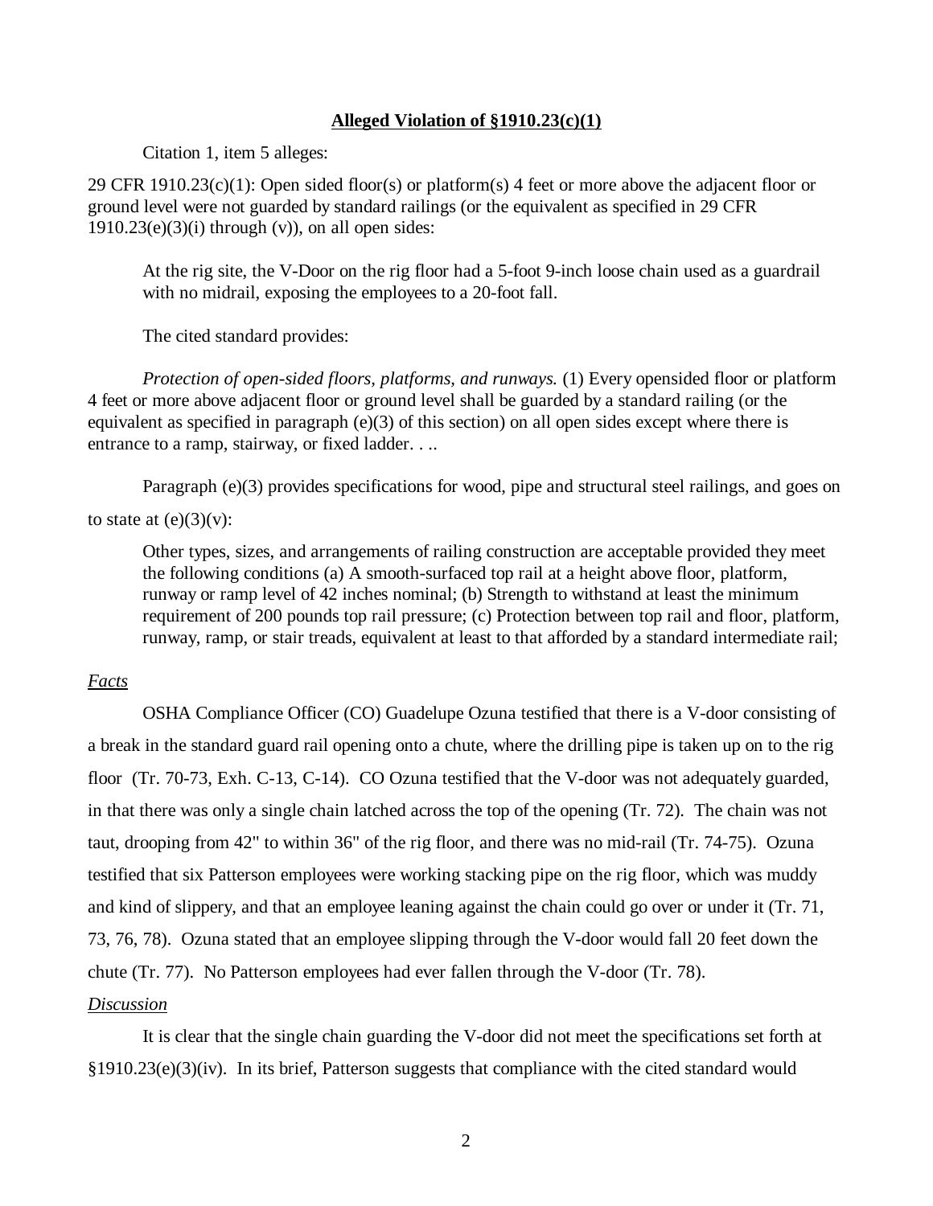**Alleged Violation of §1910.23(c)(1)**

Citation 1, item 5 alleges:

29 CFR 1910.23(c)(1): Open sided floor(s) or platform(s) 4 feet or more above the adjacent floor or ground level were not guarded by standard railings (or the equivalent as specified in 29 CFR 1910.23(e)(3)(i) through (v)), on all open sides:

> At the rig site, the V-Door on the rig floor had a 5-foot 9-inch loose chain used as a guardrail with no midrail, exposing the employees to a 20-foot fall.

The cited standard provides:

*Protection of open-sided floors, platforms, and runways.* (1) Every opensided floor or platform 4 feet or more above adjacent floor or ground level shall be guarded by a standard railing (or the equivalent as specified in paragraph (e)(3) of this section) on all open sides except where there is entrance to a ramp, stairway, or fixed ladder. . ..

Paragraph (e)(3) provides specifications for wood, pipe and structural steel railings, and goes on to state at (e)(3)(v):

> Other types, sizes, and arrangements of railing construction are acceptable provided they meet the following conditions (a) A smooth-surfaced top rail at a height above floor, platform, runway or ramp level of 42 inches nominal; (b) Strength to withstand at least the minimum requirement of 200 pounds top rail pressure; (c) Protection between top rail and floor, platform, runway, ramp, or stair treads, equivalent at least to that afforded by a standard intermediate rail;

*Facts*

OSHA Compliance Officer (CO) Guadelupe Ozuna testified that there is a V-door consisting of a break in the standard guard rail opening onto a chute, where the drilling pipe is taken up on to the rig floor (Tr. 70-73, Exh. C-13, C-14). CO Ozuna testified that the V-door was not adequately guarded, in that there was only a single chain latched across the top of the opening (Tr. 72). The chain was not taut, drooping from 42" to within 36" of the rig floor, and there was no mid-rail (Tr. 74-75). Ozuna testified that six Patterson employees were working stacking pipe on the rig floor, which was muddy and kind of slippery, and that an employee leaning against the chain could go over or under it (Tr. 71, 73, 76, 78). Ozuna stated that an employee slipping through the V-door would fall 20 feet down the chute (Tr. 77). No Patterson employees had ever fallen through the V-door (Tr. 78).

*Discussion*

It is clear that the single chain guarding the V-door did not meet the specifications set forth at §1910.23(e)(3)(iv). In its brief, Patterson suggests that compliance with the cited standard would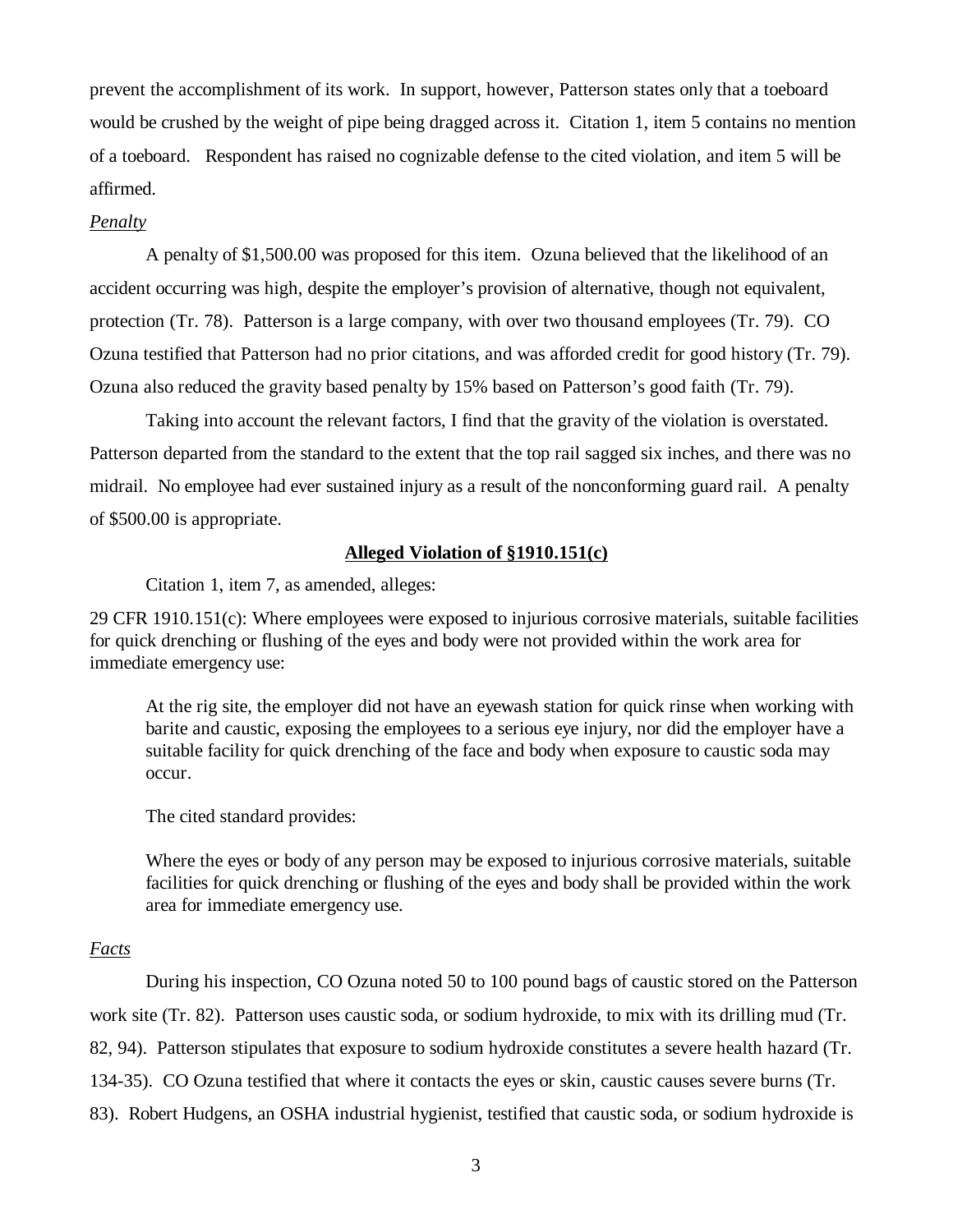prevent the accomplishment of its work. In support, however, Patterson states only that a toeboard would be crushed by the weight of pipe being dragged across it. Citation 1, item 5 contains no mention of a toeboard. Respondent has raised no cognizable defense to the cited violation, and item 5 will be affirmed.

*Penalty*

A penalty of $1,500.00 was proposed for this item. Ozuna believed that the likelihood of an accident occurring was high, despite the employer's provision of alternative, though not equivalent, protection (Tr. 78). Patterson is a large company, with over two thousand employees (Tr. 79). CO Ozuna testified that Patterson had no prior citations, and was afforded credit for good history (Tr. 79). Ozuna also reduced the gravity based penalty by 15% based on Patterson's good faith (Tr. 79).

Taking into account the relevant factors, I find that the gravity of the violation is overstated. Patterson departed from the standard to the extent that the top rail sagged six inches, and there was no midrail. No employee had ever sustained injury as a result of the nonconforming guard rail. A penalty of $500.00 is appropriate.

**Alleged Violation of §1910.151(c)**

Citation 1, item 7, as amended, alleges:

29 CFR 1910.151(c): Where employees were exposed to injurious corrosive materials, suitable facilities for quick drenching or flushing of the eyes and body were not provided within the work area for immediate emergency use:

> At the rig site, the employer did not have an eyewash station for quick rinse when working with barite and caustic, exposing the employees to a serious eye injury, nor did the employer have a suitable facility for quick drenching of the face and body when exposure to caustic soda may occur.
>
> The cited standard provides:
>
> Where the eyes or body of any person may be exposed to injurious corrosive materials, suitable facilities for quick drenching or flushing of the eyes and body shall be provided within the work area for immediate emergency use.

*Facts*

During his inspection, CO Ozuna noted 50 to 100 pound bags of caustic stored on the Patterson work site (Tr. 82). Patterson uses caustic soda, or sodium hydroxide, to mix with its drilling mud (Tr. 82, 94). Patterson stipulates that exposure to sodium hydroxide constitutes a severe health hazard (Tr. 134-35). CO Ozuna testified that where it contacts the eyes or skin, caustic causes severe burns (Tr. 83). Robert Hudgens, an OSHA industrial hygienist, testified that caustic soda, or sodium hydroxide is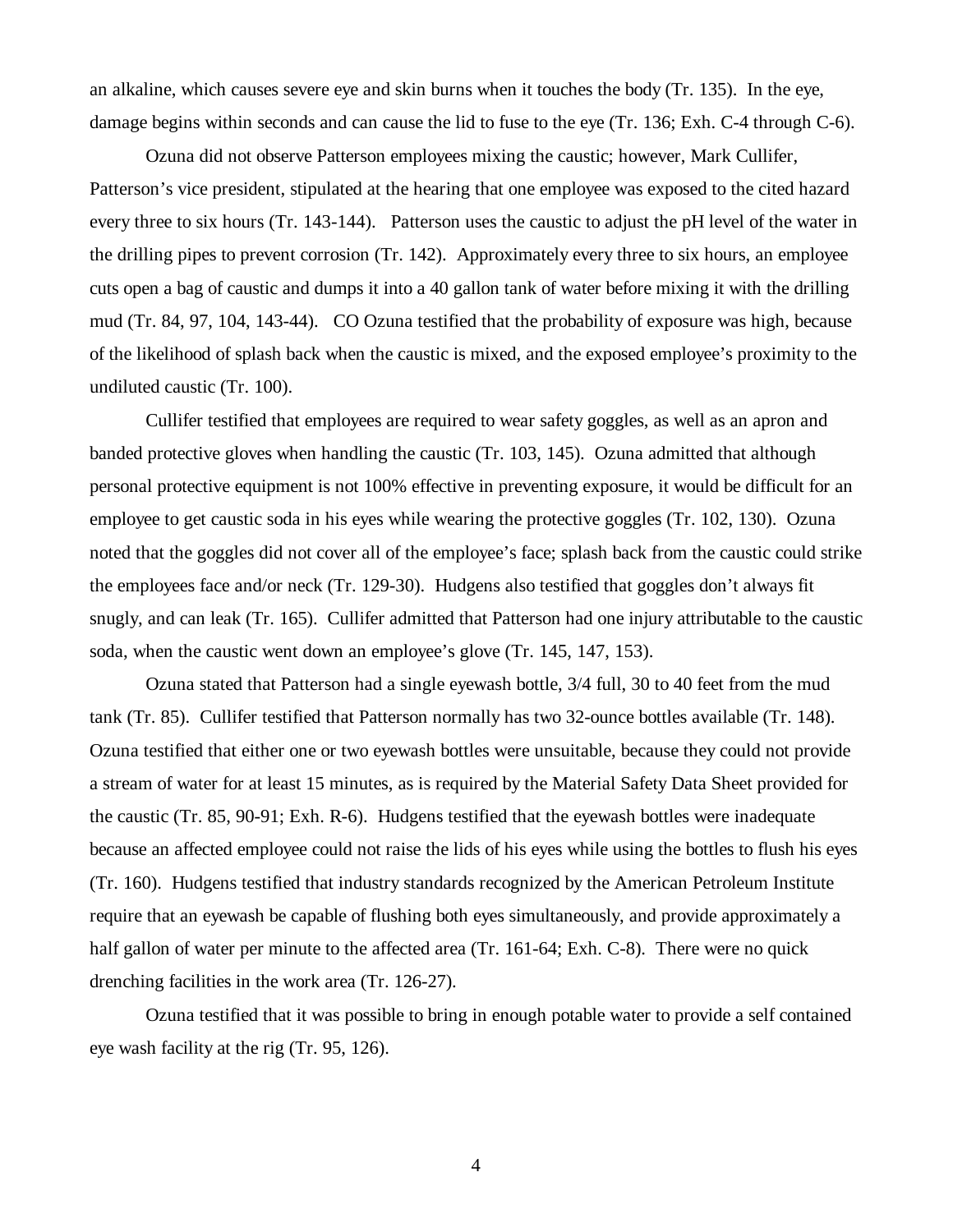an alkaline, which causes severe eye and skin burns when it touches the body (Tr. 135). In the eye, damage begins within seconds and can cause the lid to fuse to the eye (Tr. 136; Exh. C-4 through C-6).

Ozuna did not observe Patterson employees mixing the caustic; however, Mark Cullifer, Patterson's vice president, stipulated at the hearing that one employee was exposed to the cited hazard every three to six hours (Tr. 143-144). Patterson uses the caustic to adjust the pH level of the water in the drilling pipes to prevent corrosion (Tr. 142). Approximately every three to six hours, an employee cuts open a bag of caustic and dumps it into a 40 gallon tank of water before mixing it with the drilling mud (Tr. 84, 97, 104, 143-44). CO Ozuna testified that the probability of exposure was high, because of the likelihood of splash back when the caustic is mixed, and the exposed employee's proximity to the undiluted caustic (Tr. 100).

Cullifer testified that employees are required to wear safety goggles, as well as an apron and banded protective gloves when handling the caustic (Tr. 103, 145). Ozuna admitted that although personal protective equipment is not 100% effective in preventing exposure, it would be difficult for an employee to get caustic soda in his eyes while wearing the protective goggles (Tr. 102, 130). Ozuna noted that the goggles did not cover all of the employee's face; splash back from the caustic could strike the employees face and/or neck (Tr. 129-30). Hudgens also testified that goggles don't always fit snugly, and can leak (Tr. 165). Cullifer admitted that Patterson had one injury attributable to the caustic soda, when the caustic went down an employee's glove (Tr. 145, 147, 153).

Ozuna stated that Patterson had a single eyewash bottle, 3/4 full, 30 to 40 feet from the mud tank (Tr. 85). Cullifer testified that Patterson normally has two 32-ounce bottles available (Tr. 148). Ozuna testified that either one or two eyewash bottles were unsuitable, because they could not provide a stream of water for at least 15 minutes, as is required by the Material Safety Data Sheet provided for the caustic (Tr. 85, 90-91; Exh. R-6). Hudgens testified that the eyewash bottles were inadequate because an affected employee could not raise the lids of his eyes while using the bottles to flush his eyes (Tr. 160). Hudgens testified that industry standards recognized by the American Petroleum Institute require that an eyewash be capable of flushing both eyes simultaneously, and provide approximately a half gallon of water per minute to the affected area (Tr. 161-64; Exh. C-8). There were no quick drenching facilities in the work area (Tr. 126-27).

Ozuna testified that it was possible to bring in enough potable water to provide a self contained eye wash facility at the rig (Tr. 95, 126).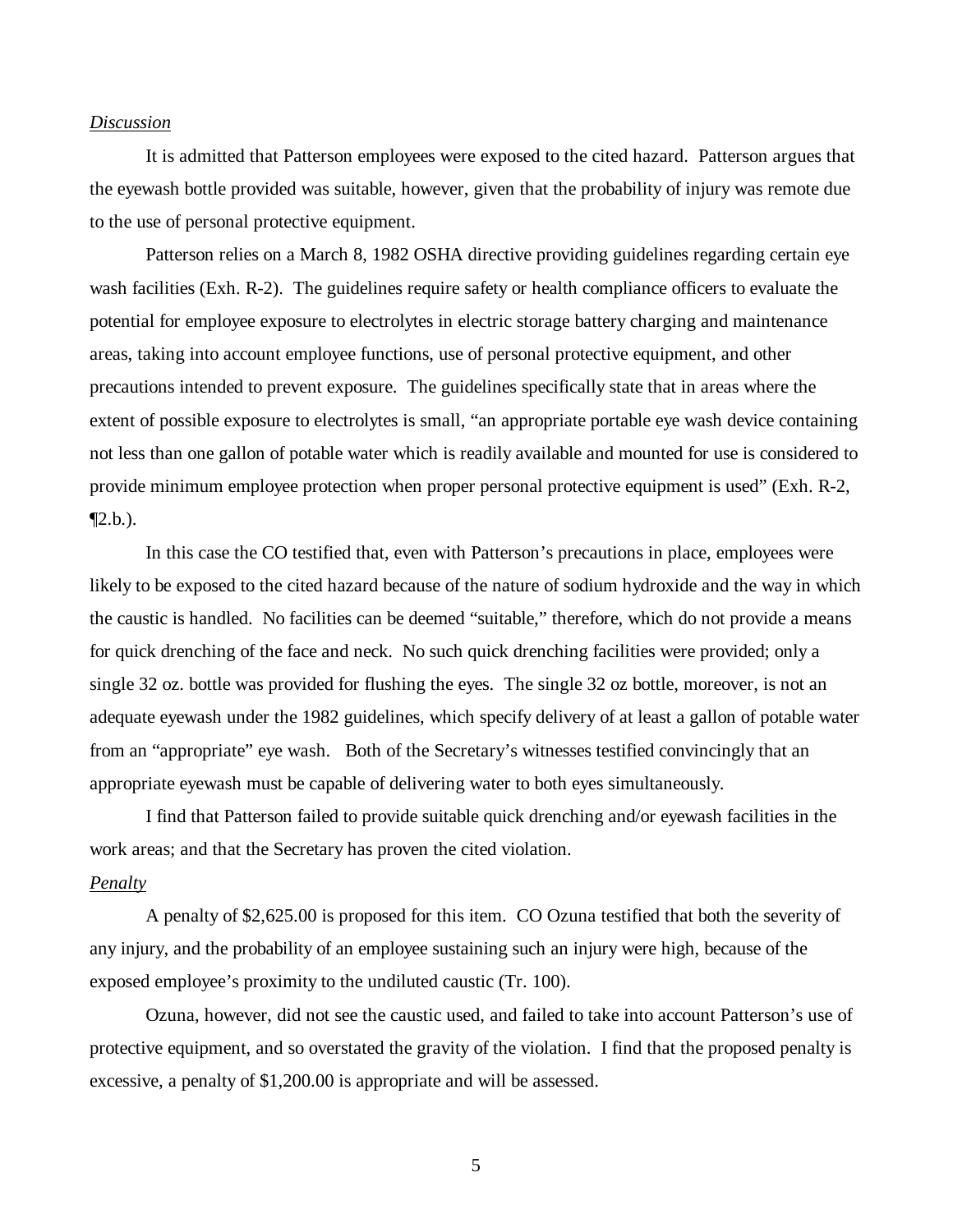*Discussion*

It is admitted that Patterson employees were exposed to the cited hazard. Patterson argues that the eyewash bottle provided was suitable, however, given that the probability of injury was remote due to the use of personal protective equipment.

Patterson relies on a March 8, 1982 OSHA directive providing guidelines regarding certain eye wash facilities (Exh. R-2). The guidelines require safety or health compliance officers to evaluate the potential for employee exposure to electrolytes in electric storage battery charging and maintenance areas, taking into account employee functions, use of personal protective equipment, and other precautions intended to prevent exposure. The guidelines specifically state that in areas where the extent of possible exposure to electrolytes is small, "an appropriate portable eye wash device containing not less than one gallon of potable water which is readily available and mounted for use is considered to provide minimum employee protection when proper personal protective equipment is used" (Exh. R-2, ¶2.b.).

In this case the CO testified that, even with Patterson's precautions in place, employees were likely to be exposed to the cited hazard because of the nature of sodium hydroxide and the way in which the caustic is handled. No facilities can be deemed "suitable," therefore, which do not provide a means for quick drenching of the face and neck. No such quick drenching facilities were provided; only a single 32 oz. bottle was provided for flushing the eyes. The single 32 oz bottle, moreover, is not an adequate eyewash under the 1982 guidelines, which specify delivery of at least a gallon of potable water from an "appropriate" eye wash. Both of the Secretary's witnesses testified convincingly that an appropriate eyewash must be capable of delivering water to both eyes simultaneously.

I find that Patterson failed to provide suitable quick drenching and/or eyewash facilities in the work areas; and that the Secretary has proven the cited violation.

*Penalty*

A penalty of $2,625.00 is proposed for this item. CO Ozuna testified that both the severity of any injury, and the probability of an employee sustaining such an injury were high, because of the exposed employee's proximity to the undiluted caustic (Tr. 100).

Ozuna, however, did not see the caustic used, and failed to take into account Patterson's use of protective equipment, and so overstated the gravity of the violation. I find that the proposed penalty is excessive, a penalty of $1,200.00 is appropriate and will be assessed.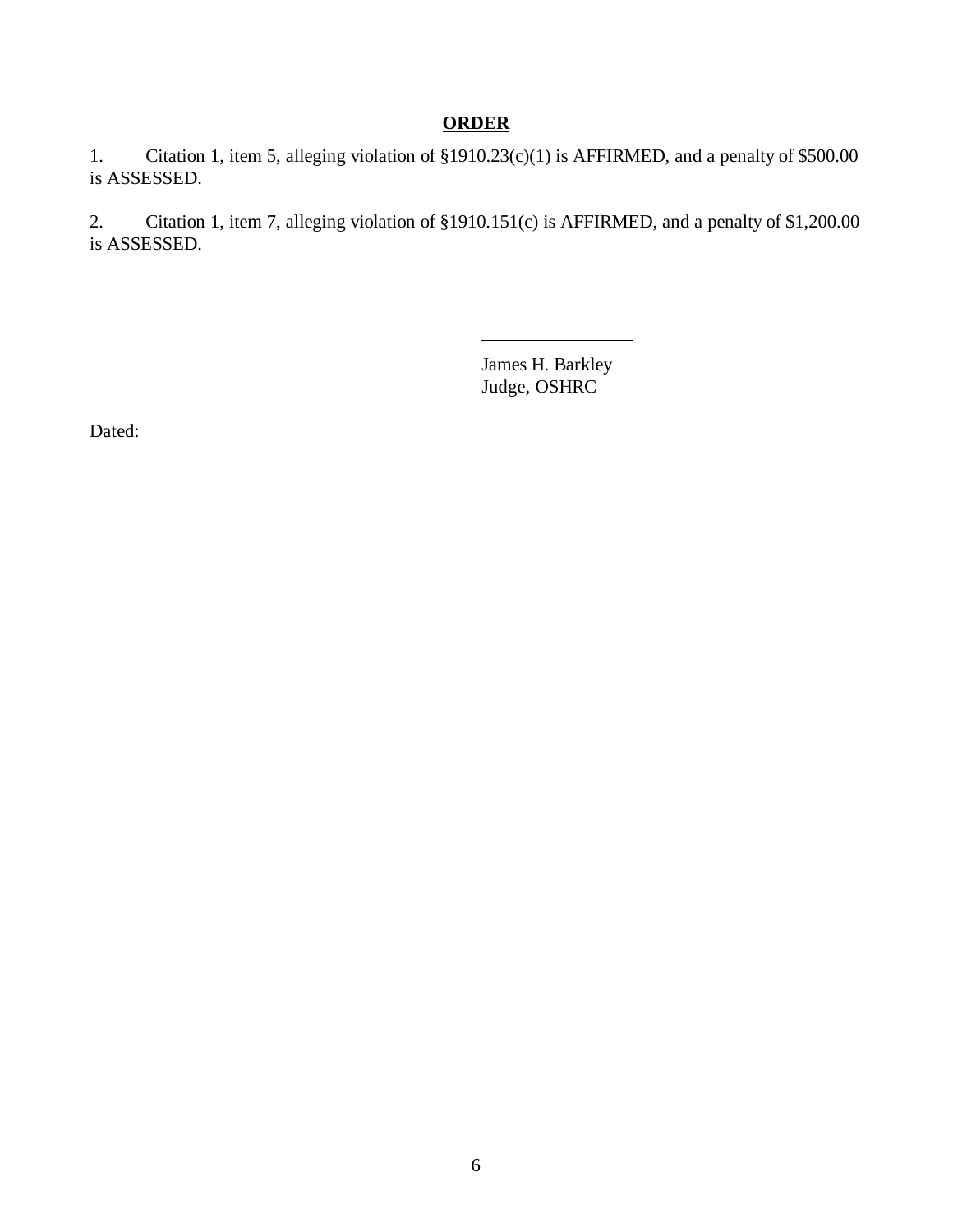## **ORDER**

1. Citation 1, item 5, alleging violation of §1910.23(c)(1) is AFFIRMED, and a penalty of $500.00 is ASSESSED.

2. Citation 1, item 7, alleging violation of §1910.151(c) is AFFIRMED, and a penalty of $1,200.00 is ASSESSED.

James H. Barkley
Judge, OSHRC

Dated: